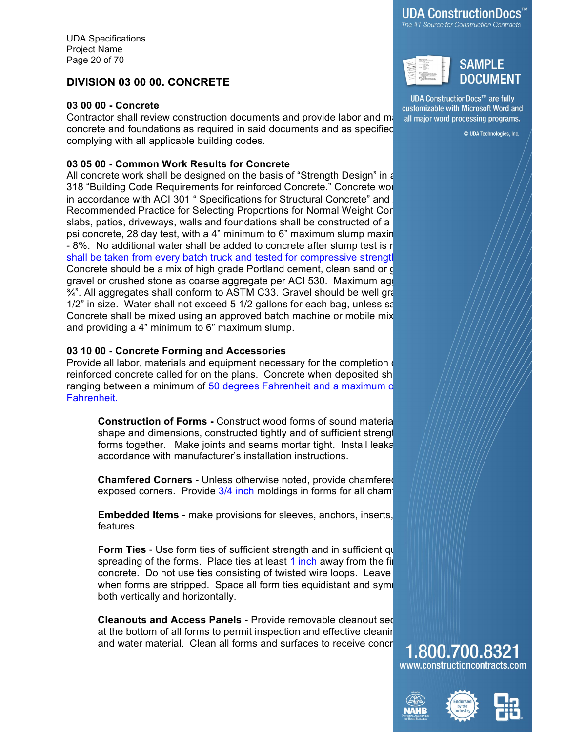# DIVISION 03 00 00. CONCRETE

### 03 00 00 - Concrete

Contractor shall review construction documents and provide labor and m concrete and foundations as required in said documents and as specified complying with all applicable building codes.

### 03 05 00 - Common Work Results for Concrete

All concrete work shall be designed on the basis of "Strength Design" in a 318 "Building Code Requirements for reinforced Concrete." Concrete wo in accordance with ACI 301 " Specifications for Structural Concrete" and Recommended Practice for Selecting Proportions for Normal Weight Cor slabs, patios, driveways, walls and foundations shall be constructed of a psi concrete, 28 day test, with a 4" minimum to 6" maximum slump maxin - 8%. No additional water shall be added to concrete after slump test is r shall be taken from every batch truck and tested for compressive strengt Concrete should be a mix of high grade Portland cement, clean sand or g gravel or crushed stone as coarse aggregate per ACI 530. Maximum agg ¾". All aggregates shall conform to ASTM C33. Gravel should be well gra 1/2" in size. Water shall not exceed 5 1/2 gallons for each bag, unless sa Concrete shall be mixed using an approved batch machine or mobile mix and providing a 4" minimum to 6" maximum slump.

### 03 10 00 - Concrete Forming and Accessories

Provide all labor, materials and equipment necessary for the completion reinforced concrete called for on the plans. Concrete when deposited sh ranging between a minimum of 50 degrees Fahrenheit and a maximum o Fahrenheit.

**Construction of Forms -** Construct wood forms of sound materia shape and dimensions, constructed tightly and of sufficient strengt forms together. Make joints and seams mortar tight. Install leaka accordance with manufacturer's installation instructions.

**Chamfered Corners** - Unless otherwise noted, provide chamfere exposed corners. Provide 3/4 inch moldings in forms for all cham

**Embedded Items** - make provisions for sleeves, anchors, inserts, features.

**Form Ties** - Use form ties of sufficient strength and in sufficient q spreading of the forms. Place ties at least 1 inch away from the fi concrete. Do not use ties consisting of twisted wire loops. Leave when forms are stripped. Space all form ties equidistant and sym both vertically and horizontally.

**Cleanouts and Access Panels** - Provide removable cleanout se at the bottom of all forms to permit inspection and effective cleanir and water material. Clean all forms and surfaces to receive concr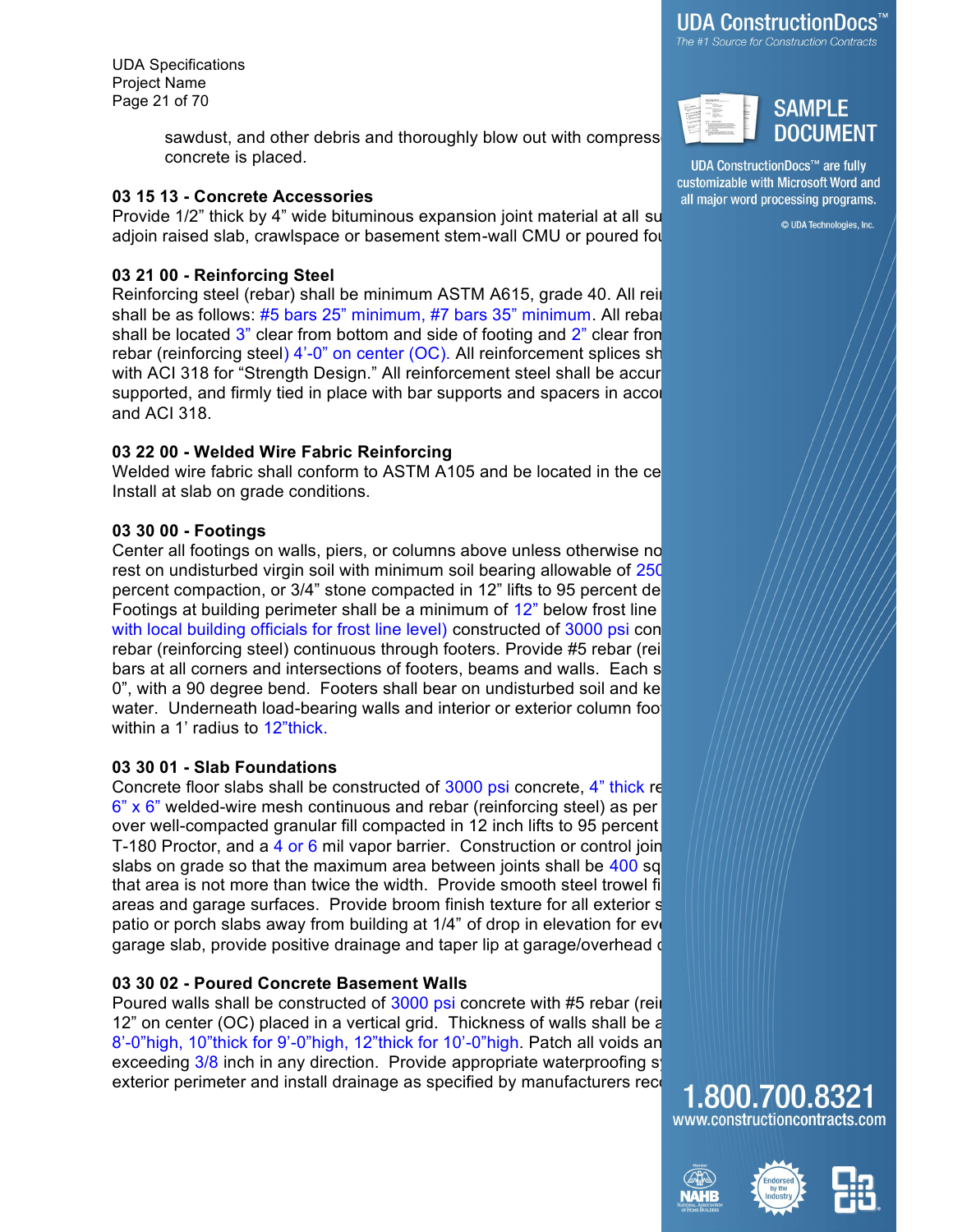sawdust, and other debris and thoroughly blow out with compress
concrete is placed.

**03 15 13 - Concrete Accessories**
Provide 1/2" thick by 4" wide bituminous expansion joint material at all su
adjoin raised slab, crawlspace or basement stem-wall CMU or poured fo

**03 21 00 - Reinforcing Steel**
Reinforcing steel (rebar) shall be minimum ASTM A615, grade 40. All rei
shall be as follows: #5 bars 25" minimum, #7 bars 35" minimum. All rebar
shall be located 3" clear from bottom and side of footing and 2" clear fron
rebar (reinforcing steel) 4'-0" on center (OC). All reinforcement splices sh
with ACI 318 for "Strength Design." All reinforcement steel shall be accur
supported, and firmly tied in place with bar supports and spacers in acco
and ACI 318.

**03 22 00 - Welded Wire Fabric Reinforcing**
Welded wire fabric shall conform to ASTM A105 and be located in the ce
Install at slab on grade conditions.

**03 30 00 - Footings**
Center all footings on walls, piers, or columns above unless otherwise no
rest on undisturbed virgin soil with minimum soil bearing allowable of 250
percent compaction, or 3/4" stone compacted in 12" lifts to 95 percent de
Footings at building perimeter shall be a minimum of 12" below frost line
with local building officials for frost line level) constructed of 3000 psi con
rebar (reinforcing steel) continuous through footers. Provide #5 rebar (rei
bars at all corners and intersections of footers, beams and walls. Each s
0", with a 90 degree bend. Footers shall bear on undisturbed soil and ke
water. Underneath load-bearing walls and interior or exterior column foo
within a 1' radius to 12"thick.

**03 30 01 - Slab Foundations**
Concrete floor slabs shall be constructed of 3000 psi concrete, 4" thick re
6" x 6" welded-wire mesh continuous and rebar (reinforcing steel) as per
over well-compacted granular fill compacted in 12 inch lifts to 95 percent
T-180 Proctor, and a 4 or 6 mil vapor barrier. Construction or control join
slabs on grade so that the maximum area between joints shall be 400 sq
that area is not more than twice the width. Provide smooth steel trowel fi
areas and garage surfaces. Provide broom finish texture for all exterior s
patio or porch slabs away from building at 1/4" of drop in elevation for eve
garage slab, provide positive drainage and taper lip at garage/overhead d

**03 30 02 - Poured Concrete Basement Walls**
Poured walls shall be constructed of 3000 psi concrete with #5 rebar (rei
12" on center (OC) placed in a vertical grid. Thickness of walls shall be a
8'-0"high, 10"thick for 9'-0"high, 12"thick for 10'-0"high. Patch all voids an
exceeding 3/8 inch in any direction. Provide appropriate waterproofing sy
exterior perimeter and install drainage as specified by manufacturers rec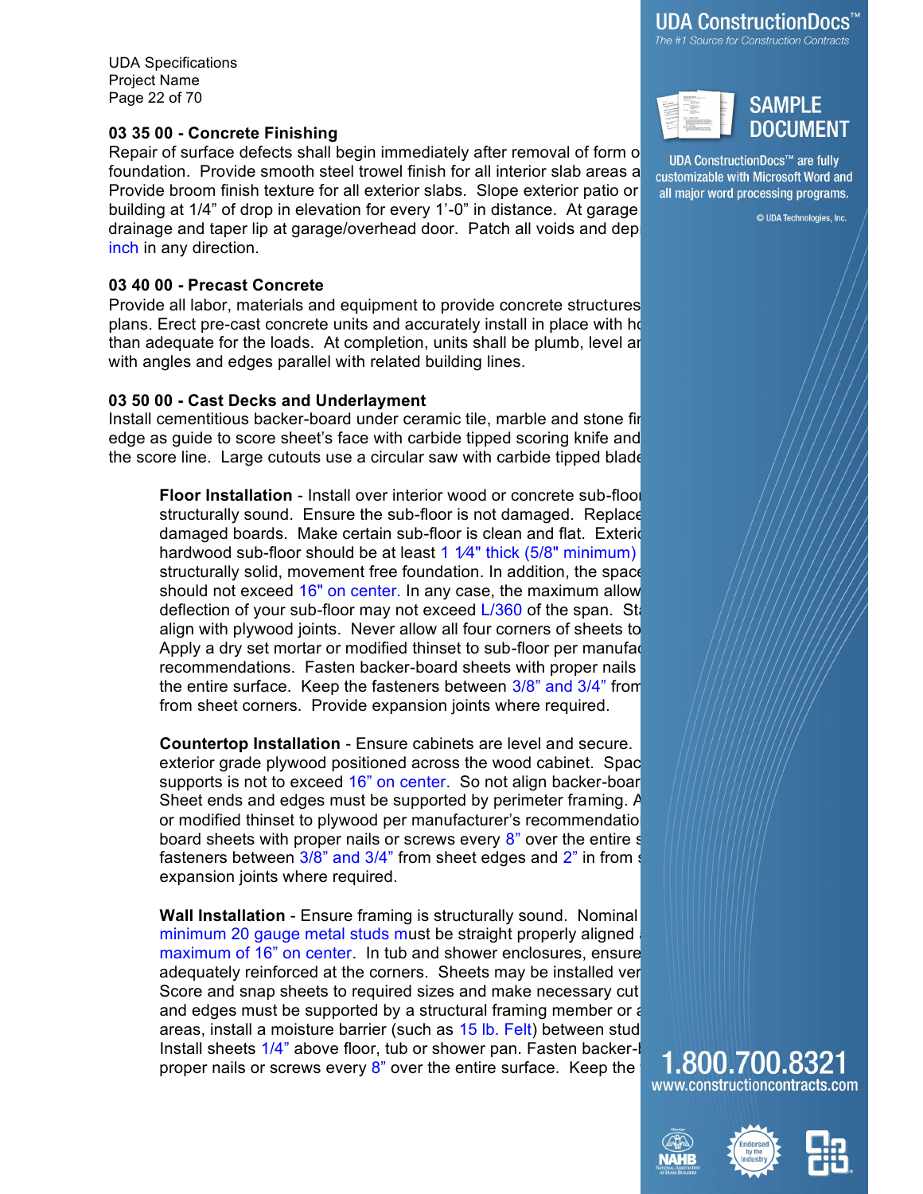### 03 35 00 - Concrete Finishing

Repair of surface defects shall begin immediately after removal of form o foundation. Provide smooth steel trowel finish for all interior slab areas a Provide broom finish texture for all exterior slabs. Slope exterior patio or building at 1/4" of drop in elevation for every 1'-0" in distance. At garage drainage and taper lip at garage/overhead door. Patch all voids and dep inch in any direction.

### 03 40 00 - Precast Concrete

Provide all labor, materials and equipment to provide concrete structures plans. Erect pre-cast concrete units and accurately install in place with ho than adequate for the loads. At completion, units shall be plumb, level ar with angles and edges parallel with related building lines.

### 03 50 00 - Cast Decks and Underlayment

Install cementitious backer-board under ceramic tile, marble and stone fir edge as guide to score sheet's face with carbide tipped scoring knife and the score line. Large cutouts use a circular saw with carbide tipped blade

**Floor Installation** - Install over interior wood or concrete sub-floor structurally sound. Ensure the sub-floor is not damaged. Replace damaged boards. Make certain sub-floor is clean and flat. Exteric hardwood sub-floor should be at least 1 1⁄4" thick (5/8" minimum) structurally solid, movement free foundation. In addition, the space should not exceed 16" on center. In any case, the maximum allow deflection of your sub-floor may not exceed L/360 of the span. Sta align with plywood joints. Never allow all four corners of sheets to Apply a dry set mortar or modified thinset to sub-floor per manufac recommendations. Fasten backer-board sheets with proper nails the entire surface. Keep the fasteners between 3/8" and 3/4" from from sheet corners. Provide expansion joints where required.

**Countertop Installation** - Ensure cabinets are level and secure. exterior grade plywood positioned across the wood cabinet. Spac supports is not to exceed 16" on center. So not align backer-boar Sheet ends and edges must be supported by perimeter framing. A or modified thinset to plywood per manufacturer's recommendatio board sheets with proper nails or screws every 8" over the entire s fasteners between 3/8" and 3/4" from sheet edges and 2" in from s expansion joints where required.

**Wall Installation** - Ensure framing is structurally sound. Nominal minimum 20 gauge metal studs must be straight properly aligned a maximum of 16" on center. In tub and shower enclosures, ensure adequately reinforced at the corners. Sheets may be installed ver Score and snap sheets to required sizes and make necessary cut and edges must be supported by a structural framing member or a areas, install a moisture barrier (such as 15 lb. Felt) between stud Install sheets 1/4" above floor, tub or shower pan. Fasten backer-b proper nails or screws every 8" over the entire surface. Keep the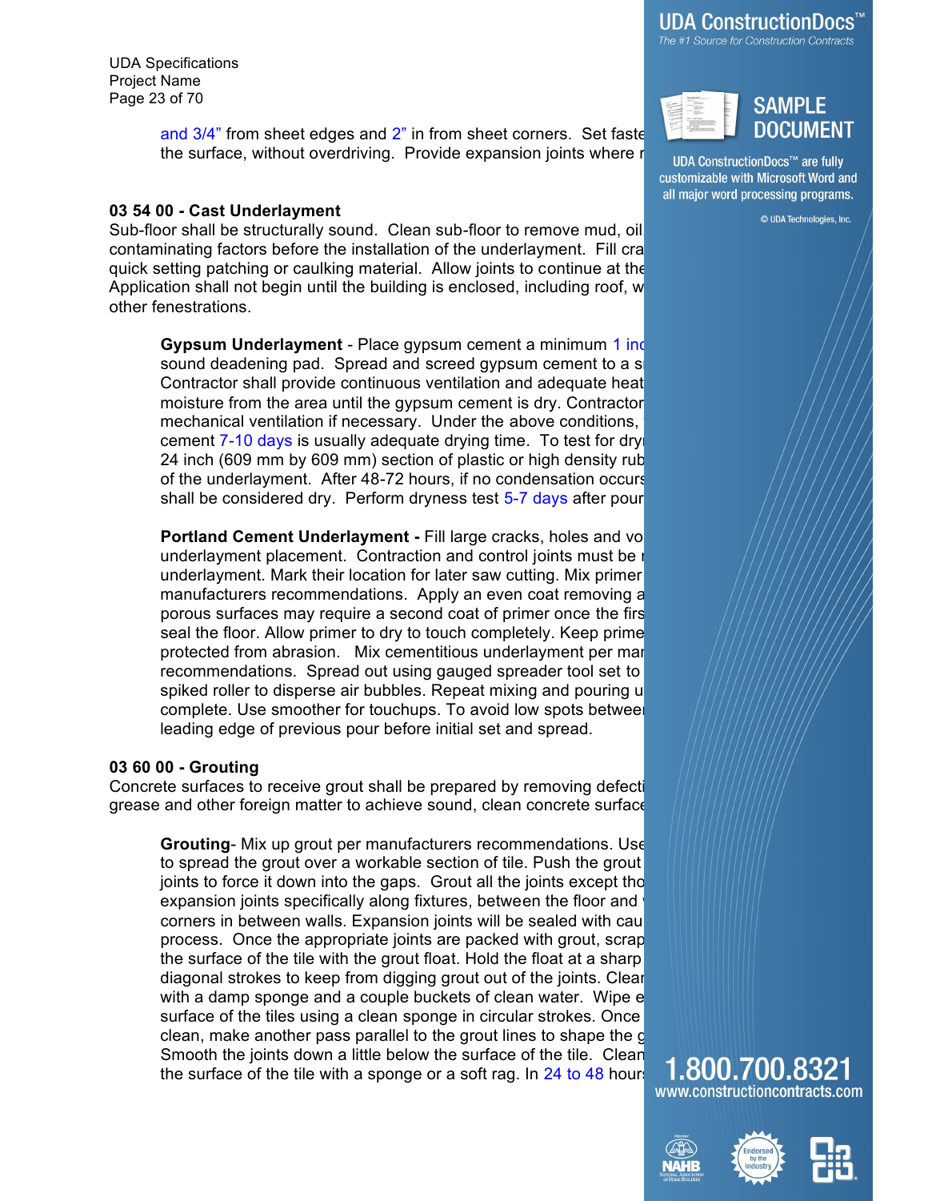and 3/4" from sheet edges and 2" in from sheet corners. Set faste the surface, without overdriving. Provide expansion joints where r

### 03 54 00 - Cast Underlayment

Sub-floor shall be structurally sound. Clean sub-floor to remove mud, oil contaminating factors before the installation of the underlayment. Fill cra quick setting patching or caulking material. Allow joints to continue at the Application shall not begin until the building is enclosed, including roof, w other fenestrations.

**Gypsum Underlayment** - Place gypsum cement a minimum 1 inc sound deadening pad. Spread and screed gypsum cement to a s Contractor shall provide continuous ventilation and adequate heat moisture from the area until the gypsum cement is dry. Contractor mechanical ventilation if necessary. Under the above conditions, cement 7-10 days is usually adequate drying time. To test for dry 24 inch (609 mm by 609 mm) section of plastic or high density rub of the underlayment. After 48-72 hours, if no condensation occurs shall be considered dry. Perform dryness test 5-7 days after pour

**Portland Cement Underlayment -** Fill large cracks, holes and vo underlayment placement. Contraction and control joints must be underlayment. Mark their location for later saw cutting. Mix primer manufacturers recommendations. Apply an even coat removing a porous surfaces may require a second coat of primer once the firs seal the floor. Allow primer to dry to touch completely. Keep prime protected from abrasion. Mix cementitious underlayment per man recommendations. Spread out using gauged spreader tool set to spiked roller to disperse air bubbles. Repeat mixing and pouring u complete. Use smoother for touchups. To avoid low spots betwee leading edge of previous pour before initial set and spread.

### 03 60 00 - Grouting

Concrete surfaces to receive grout shall be prepared by removing defecti grease and other foreign matter to achieve sound, clean concrete surface

**Grouting**- Mix up grout per manufacturers recommendations. Use to spread the grout over a workable section of tile. Push the grout joints to force it down into the gaps. Grout all the joints except tho expansion joints specifically along fixtures, between the floor and corners in between walls. Expansion joints will be sealed with cau process. Once the appropriate joints are packed with grout, scrap the surface of the tile with the grout float. Hold the float at a sharp diagonal strokes to keep from digging grout out of the joints. Clean with a damp sponge and a couple buckets of clean water. Wipe e surface of the tiles using a clean sponge in circular strokes. Once clean, make another pass parallel to the grout lines to shape the g Smooth the joints down a little below the surface of the tile. Clean the surface of the tile with a sponge or a soft rag. In 24 to 48 hours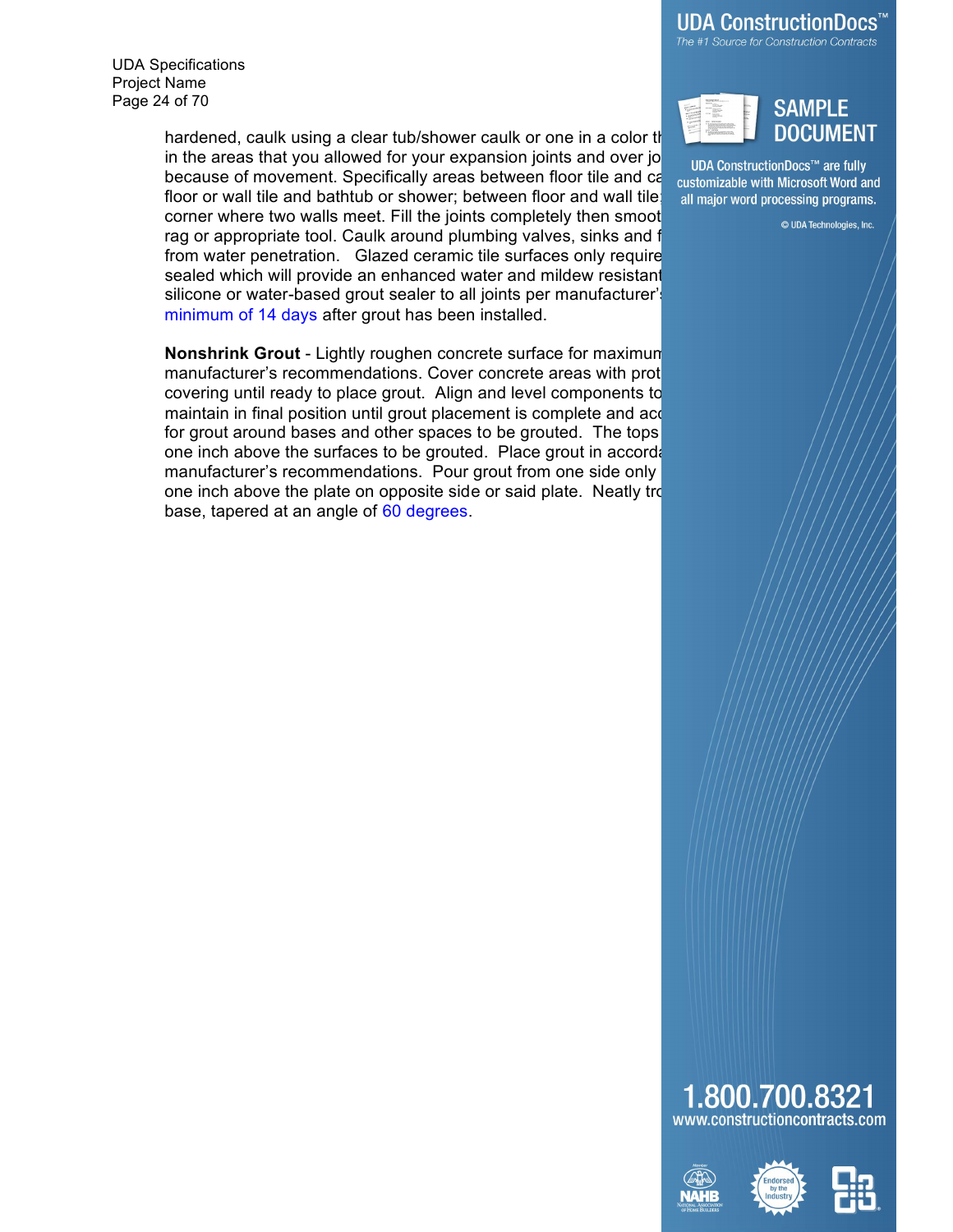hardened, caulk using a clear tub/shower caulk or one in a color th in the areas that you allowed for your expansion joints and over jo because of movement. Specifically areas between floor tile and ca floor or wall tile and bathtub or shower; between floor and wall tile; corner where two walls meet. Fill the joints completely then smoot rag or appropriate tool. Caulk around plumbing valves, sinks and f from water penetration. Glazed ceramic tile surfaces only require sealed which will provide an enhanced water and mildew resistant silicone or water-based grout sealer to all joints per manufacturer's minimum of 14 days after grout has been installed.

**Nonshrink Grout** - Lightly roughen concrete surface for maximum manufacturer's recommendations. Cover concrete areas with prot covering until ready to place grout. Align and level components to maintain in final position until grout placement is complete and acc for grout around bases and other spaces to be grouted. The tops one inch above the surfaces to be grouted. Place grout in accorda manufacturer's recommendations. Pour grout from one side only one inch above the plate on opposite side or said plate. Neatly tro base, tapered at an angle of 60 degrees.

UDA ConstructionDocs™
The #1 Source for Construction Contracts

SAMPLE DOCUMENT

UDA ConstructionDocs™ are fully customizable with Microsoft Word and all major word processing programs.

© UDA Technologies, Inc.

1.800.700.8321
www.constructioncontracts.com